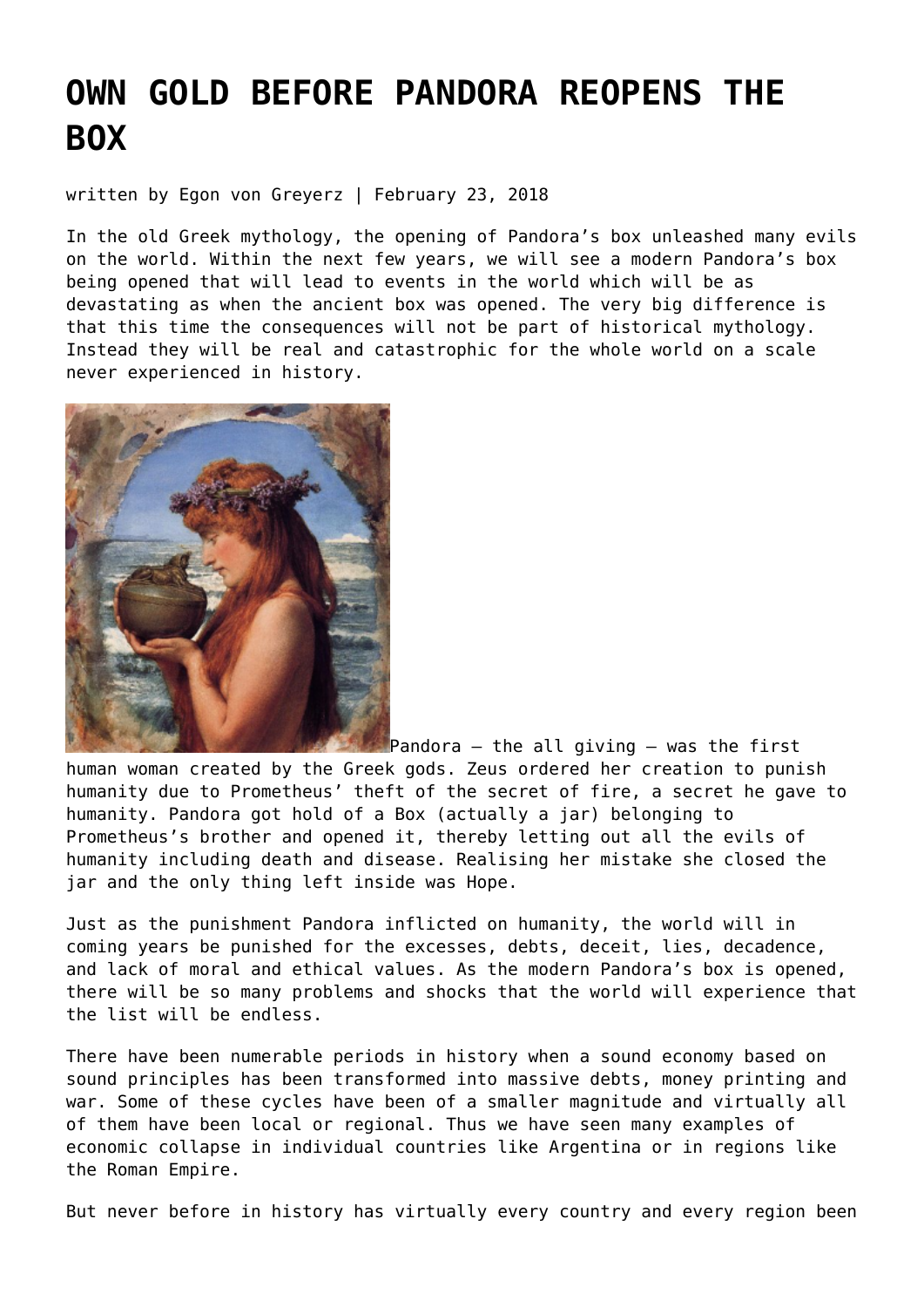# OWN GOLD BEFORE PANDORA REOPENS THE BOX

written by Egon von Greyerz | February 23, 2018

In the old Greek mythology, the opening of Pandora's box unleashed many evils on the world. Within the next few years, we will see a modern Pandora's box being opened that will lead to events in the world which will be as devastating as when the ancient box was opened. The very big difference is that this time the consequences will not be part of historical mythology. Instead they will be real and catastrophic for the whole world on a scale never experienced in history.

Pandora – the all giving – was the first human woman created by the Greek gods. Zeus ordered her creation to punish humanity due to Prometheus' theft of the secret of fire, a secret he gave to humanity. Pandora got hold of a Box (actually a jar) belonging to Prometheus's brother and opened it, thereby letting out all the evils of humanity including death and disease. Realising her mistake she closed the jar and the only thing left inside was Hope.

Just as the punishment Pandora inflicted on humanity, the world will in coming years be punished for the excesses, debts, deceit, lies, decadence, and lack of moral and ethical values. As the modern Pandora's box is opened, there will be so many problems and shocks that the world will experience that the list will be endless.

There have been numerable periods in history when a sound economy based on sound principles has been transformed into massive debts, money printing and war. Some of these cycles have been of a smaller magnitude and virtually all of them have been local or regional. Thus we have seen many examples of economic collapse in individual countries like Argentina or in regions like the Roman Empire.

But never before in history has virtually every country and every region been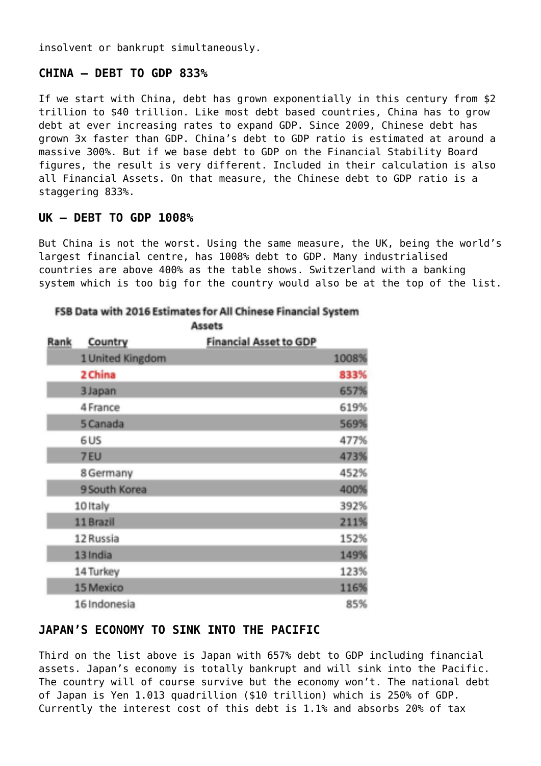insolvent or bankrupt simultaneously.

## CHINA – DEBT TO GDP 833%

If we start with China, debt has grown exponentially in this century from $2 trillion to $40 trillion. Like most debt based countries, China has to grow debt at ever increasing rates to expand GDP. Since 2009, Chinese debt has grown 3x faster than GDP. China's debt to GDP ratio is estimated at around a massive 300%. But if we base debt to GDP on the Financial Stability Board figures, the result is very different. Included in their calculation is also all Financial Assets. On that measure, the Chinese debt to GDP ratio is a staggering 833%.

## UK – DEBT TO GDP 1008%

But China is not the worst. Using the same measure, the UK, being the world's largest financial centre, has 1008% debt to GDP. Many industrialised countries are above 400% as the table shows. Switzerland with a banking system which is too big for the country would also be at the top of the list.

**FSB Data with 2016 Estimates for All Chinese Financial System Assets**

| Rank | Country | Financial Asset to GDP |
|---|---|---|
| 1 | United Kingdom | 1008% |
| 2 | China | 833% |
| 3 | Japan | 657% |
| 4 | France | 619% |
| 5 | Canada | 569% |
| 6 | US | 477% |
| 7 | EU | 473% |
| 8 | Germany | 452% |
| 9 | South Korea | 400% |
| 10 | Italy | 392% |
| 11 | Brazil | 211% |
| 12 | Russia | 152% |
| 13 | India | 149% |
| 14 | Turkey | 123% |
| 15 | Mexico | 116% |
| 16 | Indonesia | 85% |

## JAPAN'S ECONOMY TO SINK INTO THE PACIFIC

Third on the list above is Japan with 657% debt to GDP including financial assets. Japan's economy is totally bankrupt and will sink into the Pacific. The country will of course survive but the economy won't. The national debt of Japan is Yen 1.013 quadrillion ($10 trillion) which is 250% of GDP. Currently the interest cost of this debt is 1.1% and absorbs 20% of tax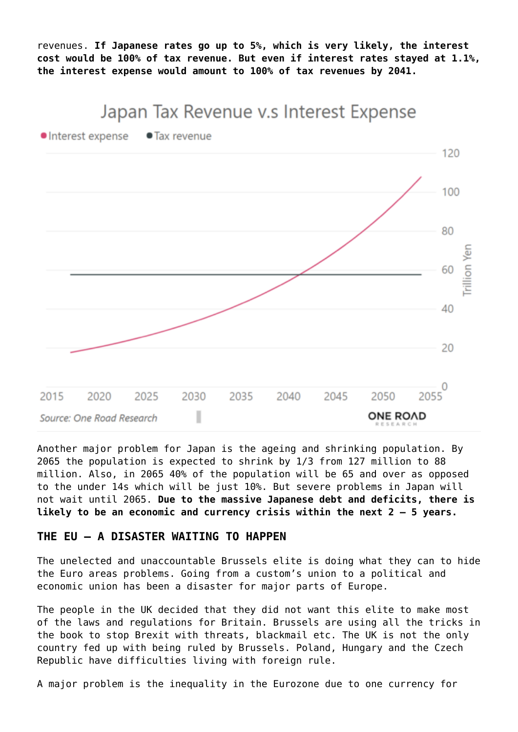revenues. **If Japanese rates go up to 5%, which is very likely, the interest cost would be 100% of tax revenue. But even if interest rates stayed at 1.1%, the interest expense would amount to 100% of tax revenues by 2041.**

Japan Tax Revenue v.s Interest Expense

Source: One Road Research

Another major problem for Japan is the ageing and shrinking population. By 2065 the population is expected to shrink by 1/3 from 127 million to 88 million. Also, in 2065 40% of the population will be 65 and over as opposed to the under 14s which will be just 10%. But severe problems in Japan will not wait until 2065. **Due to the massive Japanese debt and deficits, there is likely to be an economic and currency crisis within the next 2 – 5 years.**

## THE EU – A DISASTER WAITING TO HAPPEN

The unelected and unaccountable Brussels elite is doing what they can to hide the Euro areas problems. Going from a custom's union to a political and economic union has been a disaster for major parts of Europe.

The people in the UK decided that they did not want this elite to make most of the laws and regulations for Britain. Brussels are using all the tricks in the book to stop Brexit with threats, blackmail etc. The UK is not the only country fed up with being ruled by Brussels. Poland, Hungary and the Czech Republic have difficulties living with foreign rule.

A major problem is the inequality in the Eurozone due to one currency for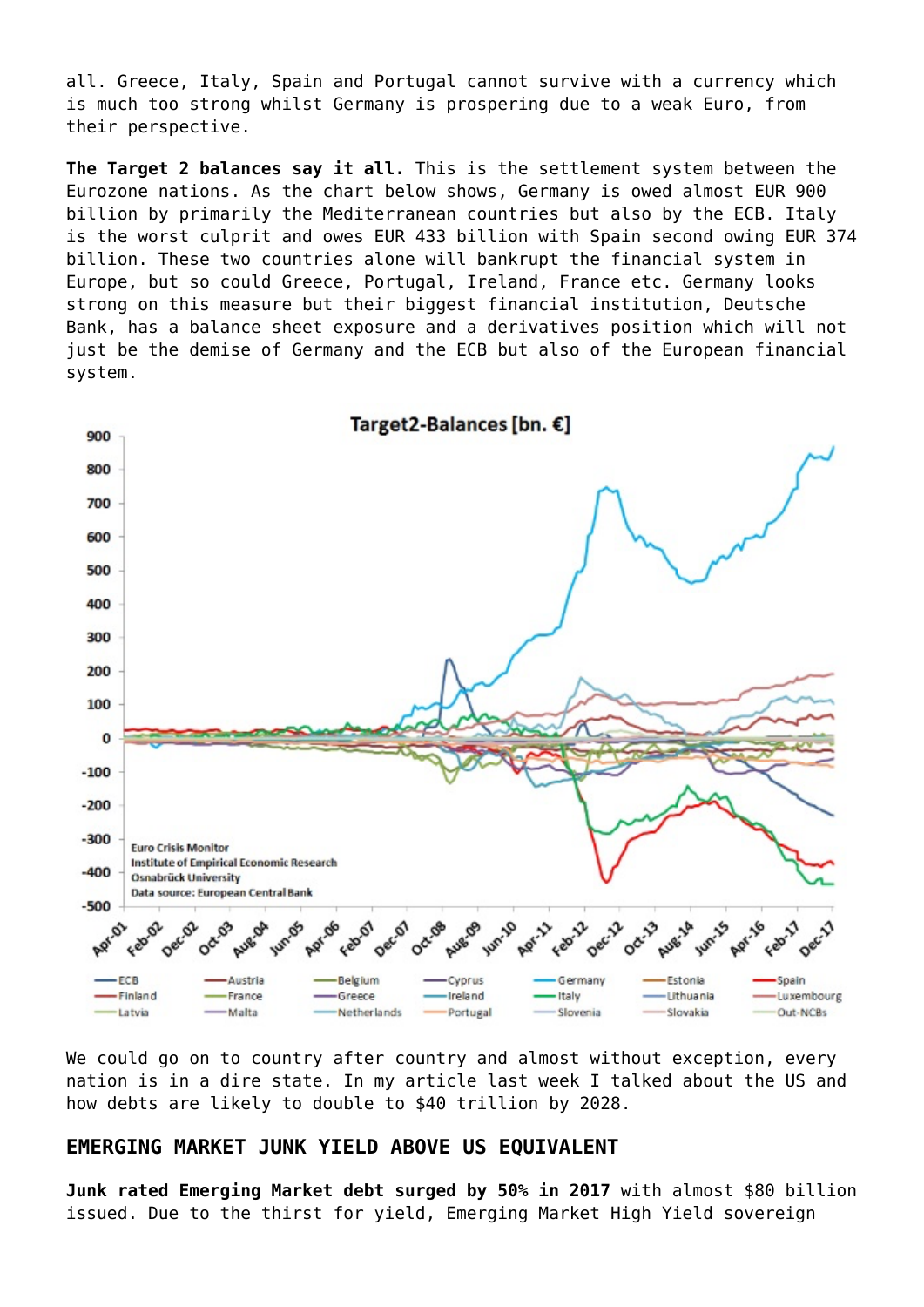all. Greece, Italy, Spain and Portugal cannot survive with a currency which is much too strong whilst Germany is prospering due to a weak Euro, from their perspective.

**The Target 2 balances say it all.** This is the settlement system between the Eurozone nations. As the chart below shows, Germany is owed almost EUR 900 billion by primarily the Mediterranean countries but also by the ECB. Italy is the worst culprit and owes EUR 433 billion with Spain second owing EUR 374 billion. These two countries alone will bankrupt the financial system in Europe, but so could Greece, Portugal, Ireland, France etc. Germany looks strong on this measure but their biggest financial institution, Deutsche Bank, has a balance sheet exposure and a derivatives position which will not just be the demise of Germany and the ECB but also of the European financial system.

We could go on to country after country and almost without exception, every nation is in a dire state. In my article last week I talked about the US and how debts are likely to double to $40 trillion by 2028.

## EMERGING MARKET JUNK YIELD ABOVE US EQUIVALENT

**Junk rated Emerging Market debt surged by 50% in 2017** with almost $80 billion issued. Due to the thirst for yield, Emerging Market High Yield sovereign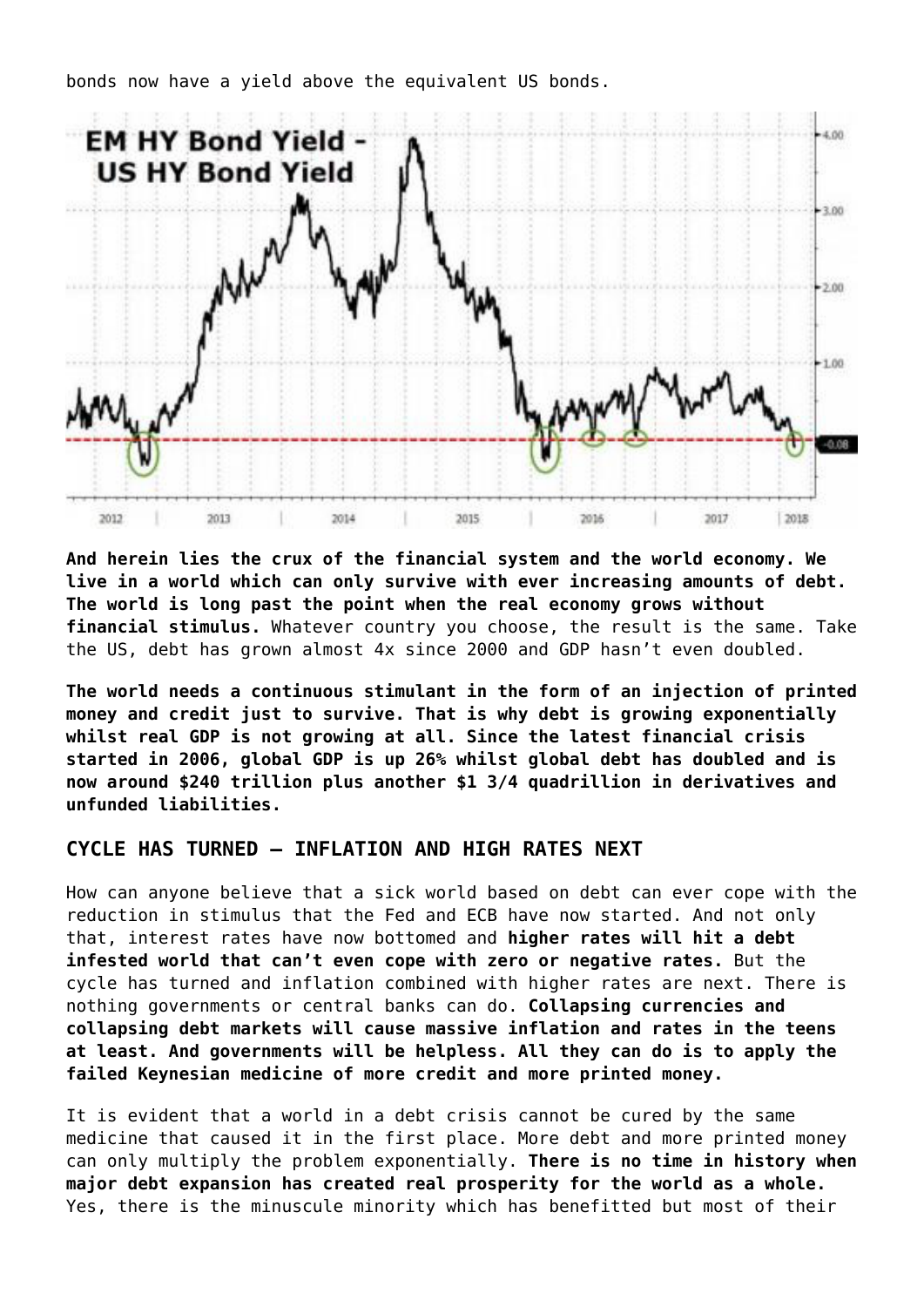bonds now have a yield above the equivalent US bonds.

**And herein lies the crux of the financial system and the world economy. We live in a world which can only survive with ever increasing amounts of debt. The world is long past the point when the real economy grows without financial stimulus.** Whatever country you choose, the result is the same. Take the US, debt has grown almost 4x since 2000 and GDP hasn't even doubled.

**The world needs a continuous stimulant in the form of an injection of printed money and credit just to survive. That is why debt is growing exponentially whilst real GDP is not growing at all. Since the latest financial crisis started in 2006, global GDP is up 26% whilst global debt has doubled and is now around $240 trillion plus another $1 3/4 quadrillion in derivatives and unfunded liabilities.**

## CYCLE HAS TURNED – INFLATION AND HIGH RATES NEXT

How can anyone believe that a sick world based on debt can ever cope with the reduction in stimulus that the Fed and ECB have now started. And not only that, interest rates have now bottomed and **higher rates will hit a debt infested world that can't even cope with zero or negative rates.** But the cycle has turned and inflation combined with higher rates are next. There is nothing governments or central banks can do. **Collapsing currencies and collapsing debt markets will cause massive inflation and rates in the teens at least. And governments will be helpless. All they can do is to apply the failed Keynesian medicine of more credit and more printed money.**

It is evident that a world in a debt crisis cannot be cured by the same medicine that caused it in the first place. More debt and more printed money can only multiply the problem exponentially. **There is no time in history when major debt expansion has created real prosperity for the world as a whole.** Yes, there is the minuscule minority which has benefitted but most of their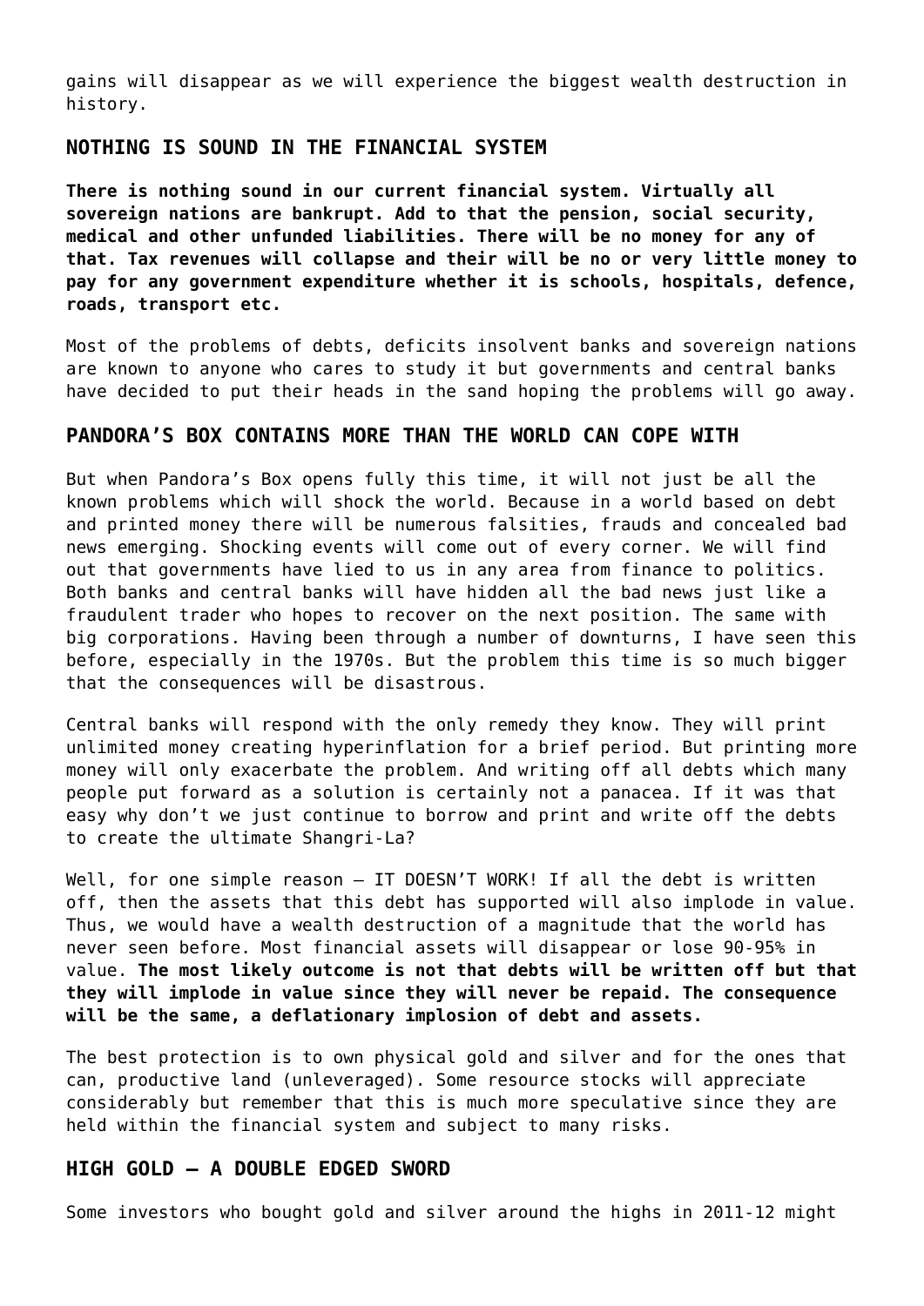gains will disappear as we will experience the biggest wealth destruction in history.

## NOTHING IS SOUND IN THE FINANCIAL SYSTEM

**There is nothing sound in our current financial system. Virtually all sovereign nations are bankrupt. Add to that the pension, social security, medical and other unfunded liabilities. There will be no money for any of that. Tax revenues will collapse and their will be no or very little money to pay for any government expenditure whether it is schools, hospitals, defence, roads, transport etc.**

Most of the problems of debts, deficits insolvent banks and sovereign nations are known to anyone who cares to study it but governments and central banks have decided to put their heads in the sand hoping the problems will go away.

## PANDORA'S BOX CONTAINS MORE THAN THE WORLD CAN COPE WITH

But when Pandora's Box opens fully this time, it will not just be all the known problems which will shock the world. Because in a world based on debt and printed money there will be numerous falsities, frauds and concealed bad news emerging. Shocking events will come out of every corner. We will find out that governments have lied to us in any area from finance to politics. Both banks and central banks will have hidden all the bad news just like a fraudulent trader who hopes to recover on the next position. The same with big corporations. Having been through a number of downturns, I have seen this before, especially in the 1970s. But the problem this time is so much bigger that the consequences will be disastrous.

Central banks will respond with the only remedy they know. They will print unlimited money creating hyperinflation for a brief period. But printing more money will only exacerbate the problem. And writing off all debts which many people put forward as a solution is certainly not a panacea. If it was that easy why don't we just continue to borrow and print and write off the debts to create the ultimate Shangri-La?

Well, for one simple reason – IT DOESN'T WORK! If all the debt is written off, then the assets that this debt has supported will also implode in value. Thus, we would have a wealth destruction of a magnitude that the world has never seen before. Most financial assets will disappear or lose 90-95% in value. **The most likely outcome is not that debts will be written off but that they will implode in value since they will never be repaid. The consequence will be the same, a deflationary implosion of debt and assets.**

The best protection is to own physical gold and silver and for the ones that can, productive land (unleveraged). Some resource stocks will appreciate considerably but remember that this is much more speculative since they are held within the financial system and subject to many risks.

## HIGH GOLD – A DOUBLE EDGED SWORD

Some investors who bought gold and silver around the highs in 2011-12 might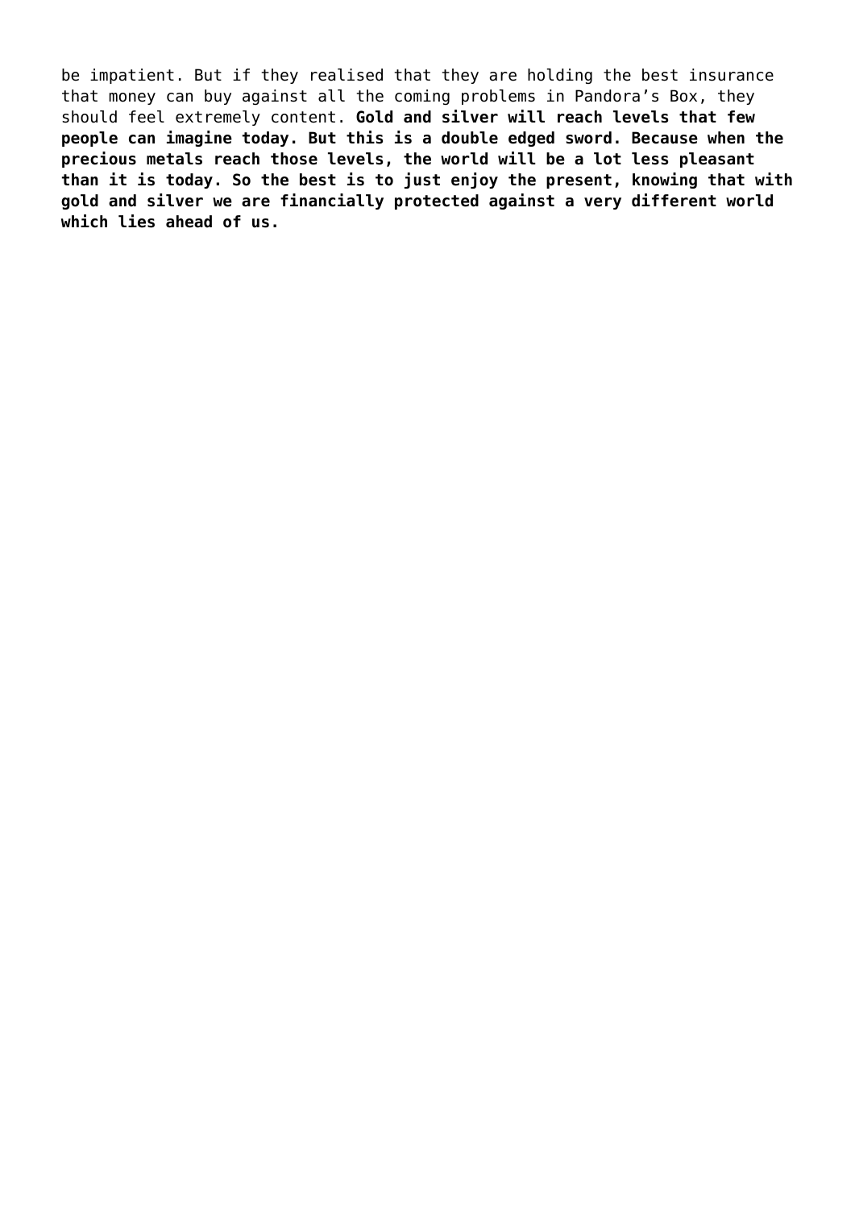be impatient. But if they realised that they are holding the best insurance that money can buy against all the coming problems in Pandora’s Box, they should feel extremely content. **Gold and silver will reach levels that few people can imagine today. But this is a double edged sword. Because when the precious metals reach those levels, the world will be a lot less pleasant than it is today. So the best is to just enjoy the present, knowing that with gold and silver we are financially protected against a very different world which lies ahead of us.**